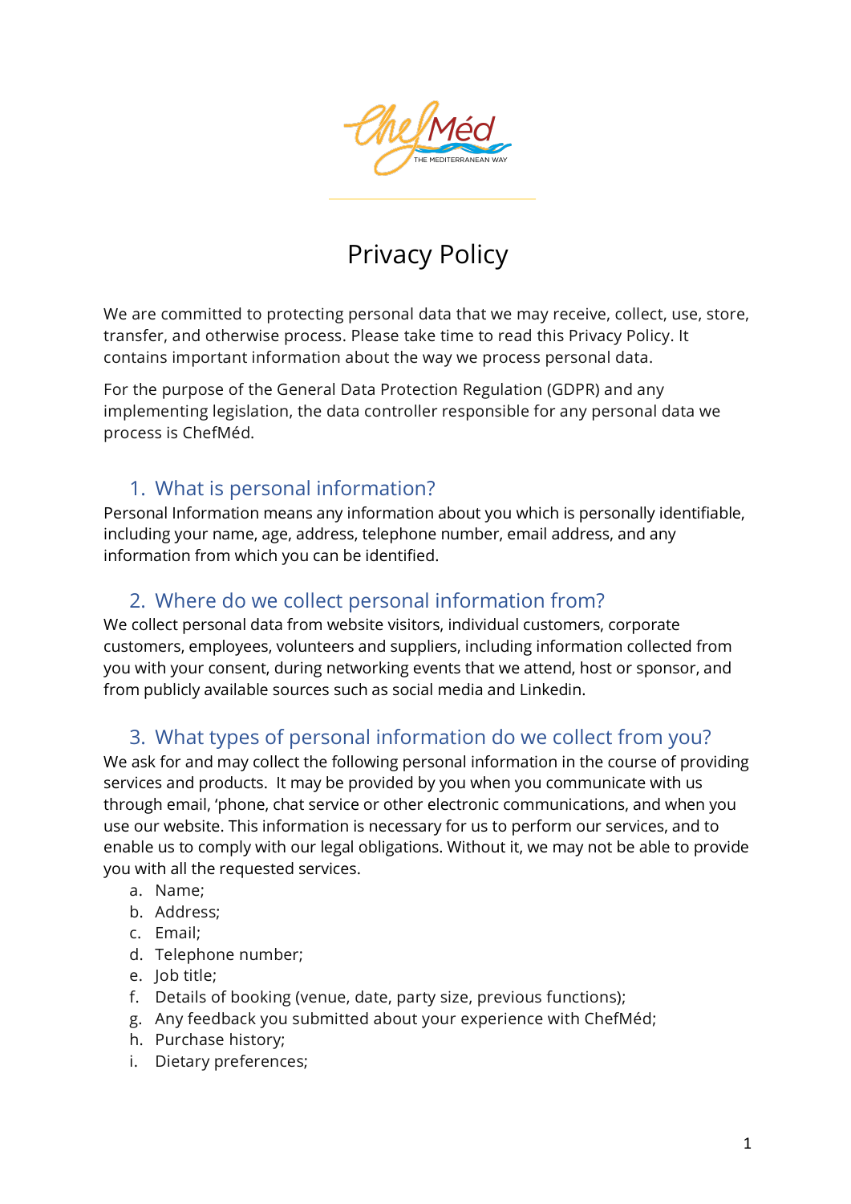# Privacy Policy

We are committed to protecting personal data that we may receive, collect, use, store, transfer, and otherwise process. Please take time to read this Privacy Policy. It contains important information about the way we process personal data.

For the purpose of the General Data Protection Regulation (GDPR) and any implementing legislation, the data controller responsible for any personal data we process is ChefMéd.

## 1. What is personal information?

Personal Information means any information about you which is personally identifiable, including your name, age, address, telephone number, email address, and any information from which you can be identified.

## 2. Where do we collect personal information from?

We collect personal data from website visitors, individual customers, corporate customers, employees, volunteers and suppliers, including information collected from you with your consent, during networking events that we attend, host or sponsor, and from publicly available sources such as social media and Linkedin.

## 3. What types of personal information do we collect from you?

We ask for and may collect the following personal information in the course of providing services and products. It may be provided by you when you communicate with us through email, 'phone, chat service or other electronic communications, and when you use our website. This information is necessary for us to perform our services, and to enable us to comply with our legal obligations. Without it, we may not be able to provide you with all the requested services.

a. Name;
b. Address;
c. Email;
d. Telephone number;
e. Job title;
f. Details of booking (venue, date, party size, previous functions);
g. Any feedback you submitted about your experience with ChefMéd;
h. Purchase history;
i. Dietary preferences;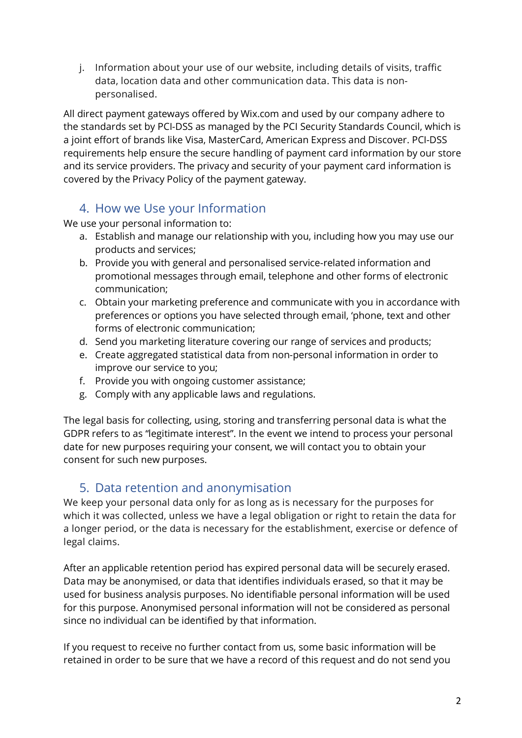j. Information about your use of our website, including details of visits, traffic data, location data and other communication data. This data is non-personalised.

All direct payment gateways offered by Wix.com and used by our company adhere to the standards set by PCI-DSS as managed by the PCI Security Standards Council, which is a joint effort of brands like Visa, MasterCard, American Express and Discover. PCI-DSS requirements help ensure the secure handling of payment card information by our store and its service providers. The privacy and security of your payment card information is covered by the Privacy Policy of the payment gateway.

## 4. How we Use your Information

We use your personal information to:

a. Establish and manage our relationship with you, including how you may use our products and services;
b. Provide you with general and personalised service-related information and promotional messages through email, telephone and other forms of electronic communication;
c. Obtain your marketing preference and communicate with you in accordance with preferences or options you have selected through email, 'phone, text and other forms of electronic communication;
d. Send you marketing literature covering our range of services and products;
e. Create aggregated statistical data from non-personal information in order to improve our service to you;
f. Provide you with ongoing customer assistance;
g. Comply with any applicable laws and regulations.

The legal basis for collecting, using, storing and transferring personal data is what the GDPR refers to as "legitimate interest". In the event we intend to process your personal date for new purposes requiring your consent, we will contact you to obtain your consent for such new purposes.

## 5. Data retention and anonymisation

We keep your personal data only for as long as is necessary for the purposes for which it was collected, unless we have a legal obligation or right to retain the data for a longer period, or the data is necessary for the establishment, exercise or defence of legal claims.

After an applicable retention period has expired personal data will be securely erased. Data may be anonymised, or data that identifies individuals erased, so that it may be used for business analysis purposes. No identifiable personal information will be used for this purpose. Anonymised personal information will not be considered as personal since no individual can be identified by that information.

If you request to receive no further contact from us, some basic information will be retained in order to be sure that we have a record of this request and do not send you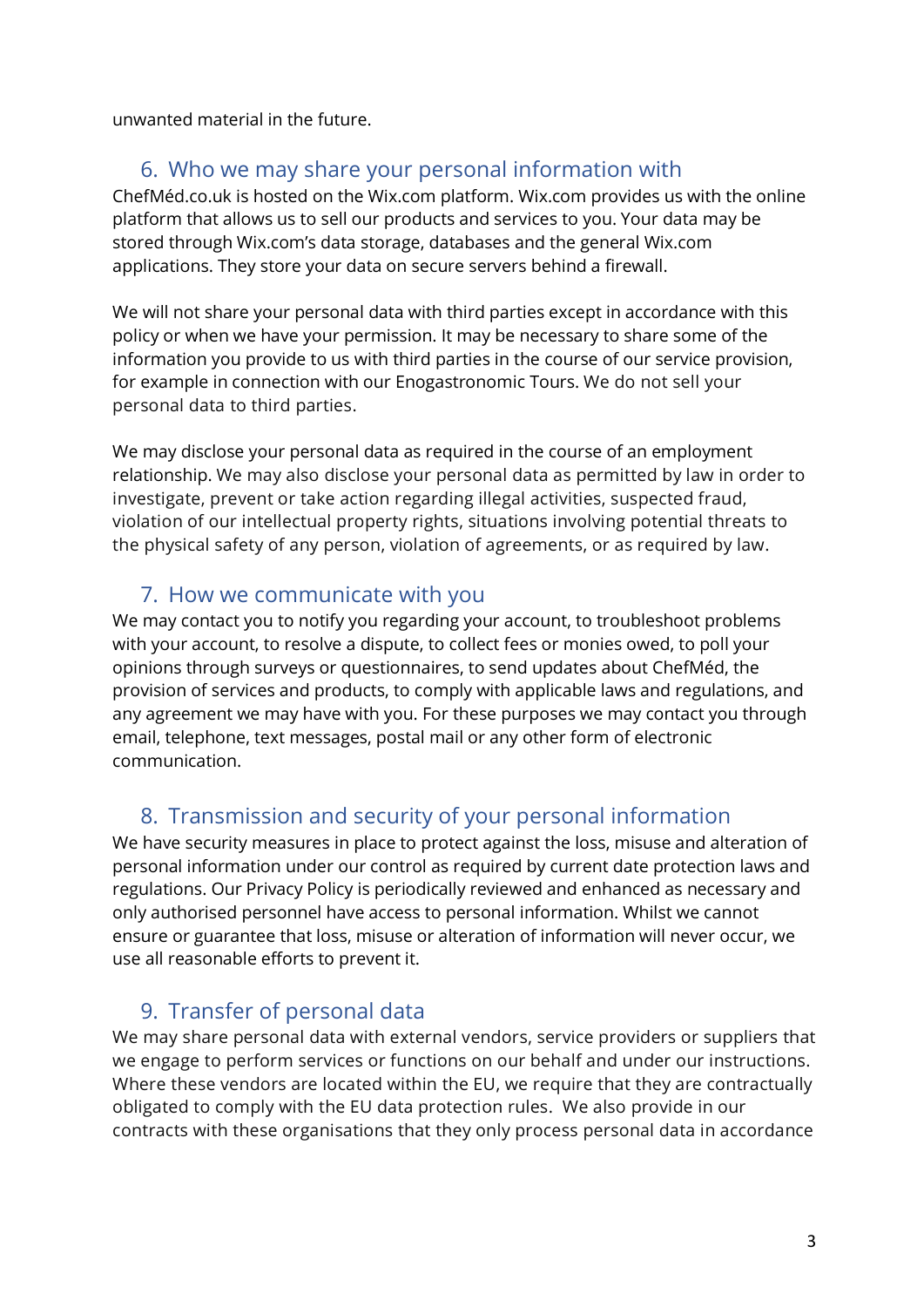unwanted material in the future.

## 6. Who we may share your personal information with

ChefMéd.co.uk is hosted on the Wix.com platform. Wix.com provides us with the online platform that allows us to sell our products and services to you. Your data may be stored through Wix.com's data storage, databases and the general Wix.com applications. They store your data on secure servers behind a firewall.

We will not share your personal data with third parties except in accordance with this policy or when we have your permission. It may be necessary to share some of the information you provide to us with third parties in the course of our service provision, for example in connection with our Enogastronomic Tours. We do not sell your personal data to third parties.

We may disclose your personal data as required in the course of an employment relationship. We may also disclose your personal data as permitted by law in order to investigate, prevent or take action regarding illegal activities, suspected fraud, violation of our intellectual property rights, situations involving potential threats to the physical safety of any person, violation of agreements, or as required by law.

## 7. How we communicate with you

We may contact you to notify you regarding your account, to troubleshoot problems with your account, to resolve a dispute, to collect fees or monies owed, to poll your opinions through surveys or questionnaires, to send updates about ChefMéd, the provision of services and products, to comply with applicable laws and regulations, and any agreement we may have with you. For these purposes we may contact you through email, telephone, text messages, postal mail or any other form of electronic communication.

## 8. Transmission and security of your personal information

We have security measures in place to protect against the loss, misuse and alteration of personal information under our control as required by current date protection laws and regulations. Our Privacy Policy is periodically reviewed and enhanced as necessary and only authorised personnel have access to personal information. Whilst we cannot ensure or guarantee that loss, misuse or alteration of information will never occur, we use all reasonable efforts to prevent it.

## 9. Transfer of personal data

We may share personal data with external vendors, service providers or suppliers that we engage to perform services or functions on our behalf and under our instructions. Where these vendors are located within the EU, we require that they are contractually obligated to comply with the EU data protection rules. We also provide in our contracts with these organisations that they only process personal data in accordance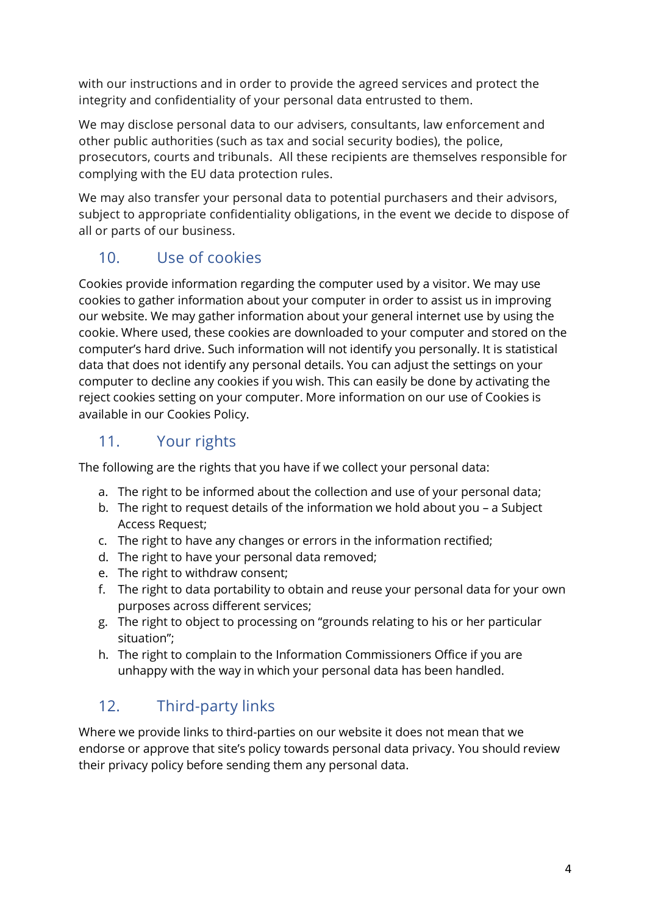with our instructions and in order to provide the agreed services and protect the integrity and confidentiality of your personal data entrusted to them.

We may disclose personal data to our advisers, consultants, law enforcement and other public authorities (such as tax and social security bodies), the police, prosecutors, courts and tribunals. All these recipients are themselves responsible for complying with the EU data protection rules.

We may also transfer your personal data to potential purchasers and their advisors, subject to appropriate confidentiality obligations, in the event we decide to dispose of all or parts of our business.

## 10. Use of cookies

Cookies provide information regarding the computer used by a visitor. We may use cookies to gather information about your computer in order to assist us in improving our website. We may gather information about your general internet use by using the cookie. Where used, these cookies are downloaded to your computer and stored on the computer's hard drive. Such information will not identify you personally. It is statistical data that does not identify any personal details. You can adjust the settings on your computer to decline any cookies if you wish. This can easily be done by activating the reject cookies setting on your computer. More information on our use of Cookies is available in our Cookies Policy.

## 11. Your rights

The following are the rights that you have if we collect your personal data:

a. The right to be informed about the collection and use of your personal data;
b. The right to request details of the information we hold about you – a Subject Access Request;
c. The right to have any changes or errors in the information rectified;
d. The right to have your personal data removed;
e. The right to withdraw consent;
f. The right to data portability to obtain and reuse your personal data for your own purposes across different services;
g. The right to object to processing on "grounds relating to his or her particular situation";
h. The right to complain to the Information Commissioners Office if you are unhappy with the way in which your personal data has been handled.

## 12. Third-party links

Where we provide links to third-parties on our website it does not mean that we endorse or approve that site's policy towards personal data privacy. You should review their privacy policy before sending them any personal data.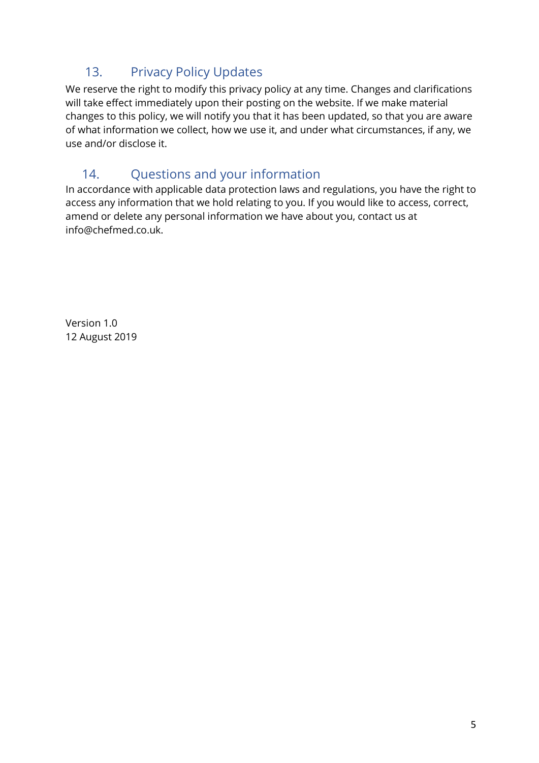## 13. Privacy Policy Updates

We reserve the right to modify this privacy policy at any time. Changes and clarifications will take effect immediately upon their posting on the website. If we make material changes to this policy, we will notify you that it has been updated, so that you are aware of what information we collect, how we use it, and under what circumstances, if any, we use and/or disclose it.

## 14. Questions and your information

In accordance with applicable data protection laws and regulations, you have the right to access any information that we hold relating to you. If you would like to access, correct, amend or delete any personal information we have about you, contact us at info@chefmed.co.uk.

Version 1.0
12 August 2019